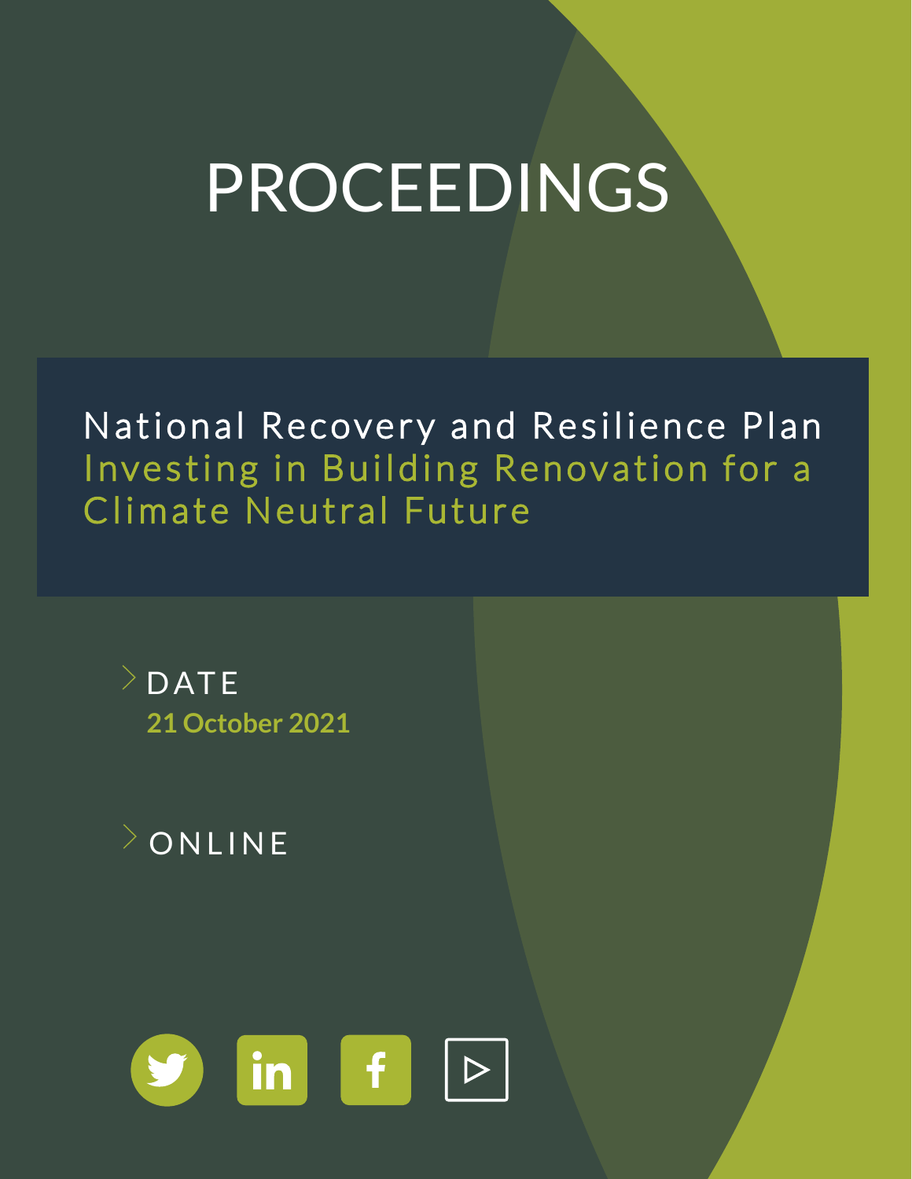# PROCEEDINGS

## National Recovery and Resilience Plan

## Investing in Building Renovation for a Climate Neutral Future

DATE

**21 October 2021**

ONLINE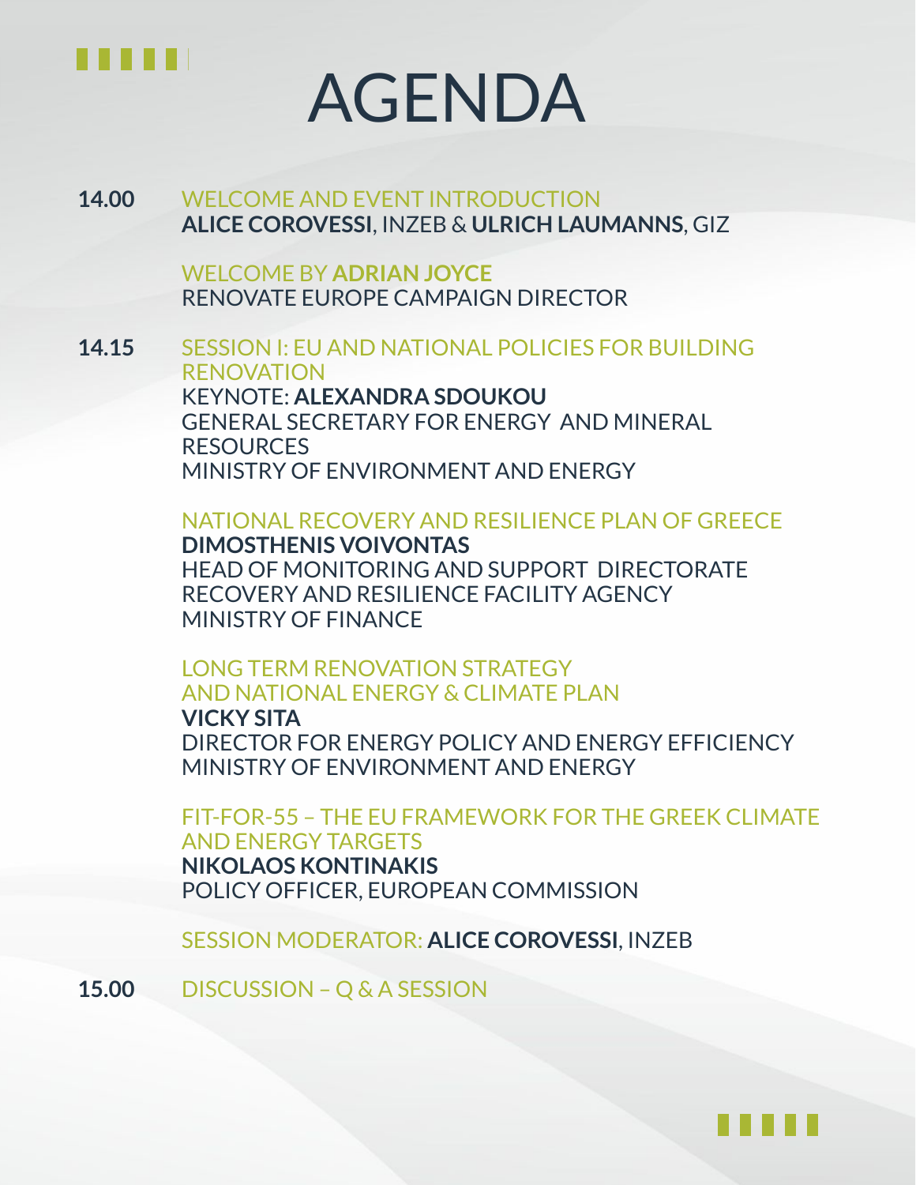# AGENDA

**14.00** WELCOME AND EVENT INTRODUCTION
**ALICE COROVESSI**, INZEB & **ULRICH LAUMANNS**, GIZ

WELCOME BY **ADRIAN JOYCE**
RENOVATE EUROPE CAMPAIGN DIRECTOR

**14.15** SESSION I: EU AND NATIONAL POLICIES FOR BUILDING RENOVATION
KEYNOTE: **ALEXANDRA SDOUKOU**
GENERAL SECRETARY FOR ENERGY AND MINERAL RESOURCES
MINISTRY OF ENVIRONMENT AND ENERGY

NATIONAL RECOVERY AND RESILIENCE PLAN OF GREECE
**DIMOSTHENIS VOIVONTAS**
HEAD OF MONITORING AND SUPPORT DIRECTORATE
RECOVERY AND RESILIENCE FACILITY AGENCY
MINISTRY OF FINANCE

LONG TERM RENOVATION STRATEGY AND NATIONAL ENERGY & CLIMATE PLAN
**VICKY SITA**
DIRECTOR FOR ENERGY POLICY AND ENERGY EFFICIENCY
MINISTRY OF ENVIRONMENT AND ENERGY

FIT-FOR-55 – THE EU FRAMEWORK FOR THE GREEK CLIMATE AND ENERGY TARGETS
**NIKOLAOS KONTINAKIS**
POLICY OFFICER, EUROPEAN COMMISSION

SESSION MODERATOR: **ALICE COROVESSI**, INZEB

**15.00** DISCUSSION – Q & A SESSION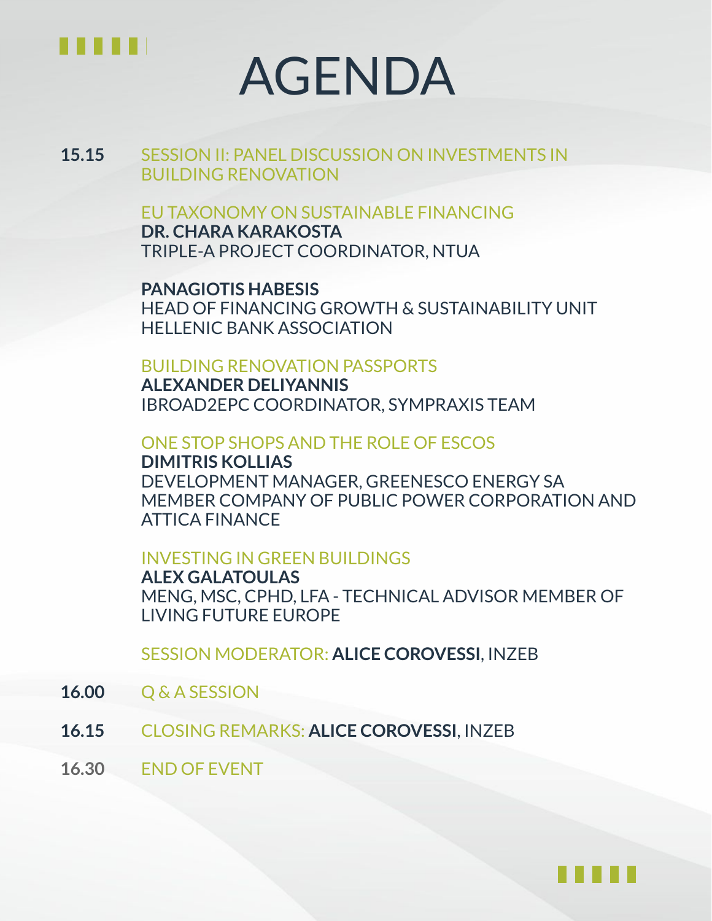# AGENDA

**15.15** SESSION II: PANEL DISCUSSION ON INVESTMENTS IN BUILDING RENOVATION

EU TAXONOMY ON SUSTAINABLE FINANCING
**DR. CHARA KARAKOSTA**
TRIPLE-A PROJECT COORDINATOR, NTUA

**PANAGIOTIS HABESIS**
HEAD OF FINANCING GROWTH & SUSTAINABILITY UNIT
HELLENIC BANK ASSOCIATION

BUILDING RENOVATION PASSPORTS
**ALEXANDER DELIYANNIS**
IBROAD2EPC COORDINATOR, SYMPRAXIS TEAM

ONE STOP SHOPS AND THE ROLE OF ESCOS
**DIMITRIS KOLLIAS**
DEVELOPMENT MANAGER, GREENESCO ENERGY SA
MEMBER COMPANY OF PUBLIC POWER CORPORATION AND ATTICA FINANCE

INVESTING IN GREEN BUILDINGS
**ALEX GALATOULAS**
MENG, MSC, CPHD, LFA - TECHNICAL ADVISOR MEMBER OF LIVING FUTURE EUROPE

SESSION MODERATOR: **ALICE COROVESSI**, INZEB

**16.00** Q & A SESSION

**16.15** CLOSING REMARKS: **ALICE COROVESSI**, INZEB

**16.30** END OF EVENT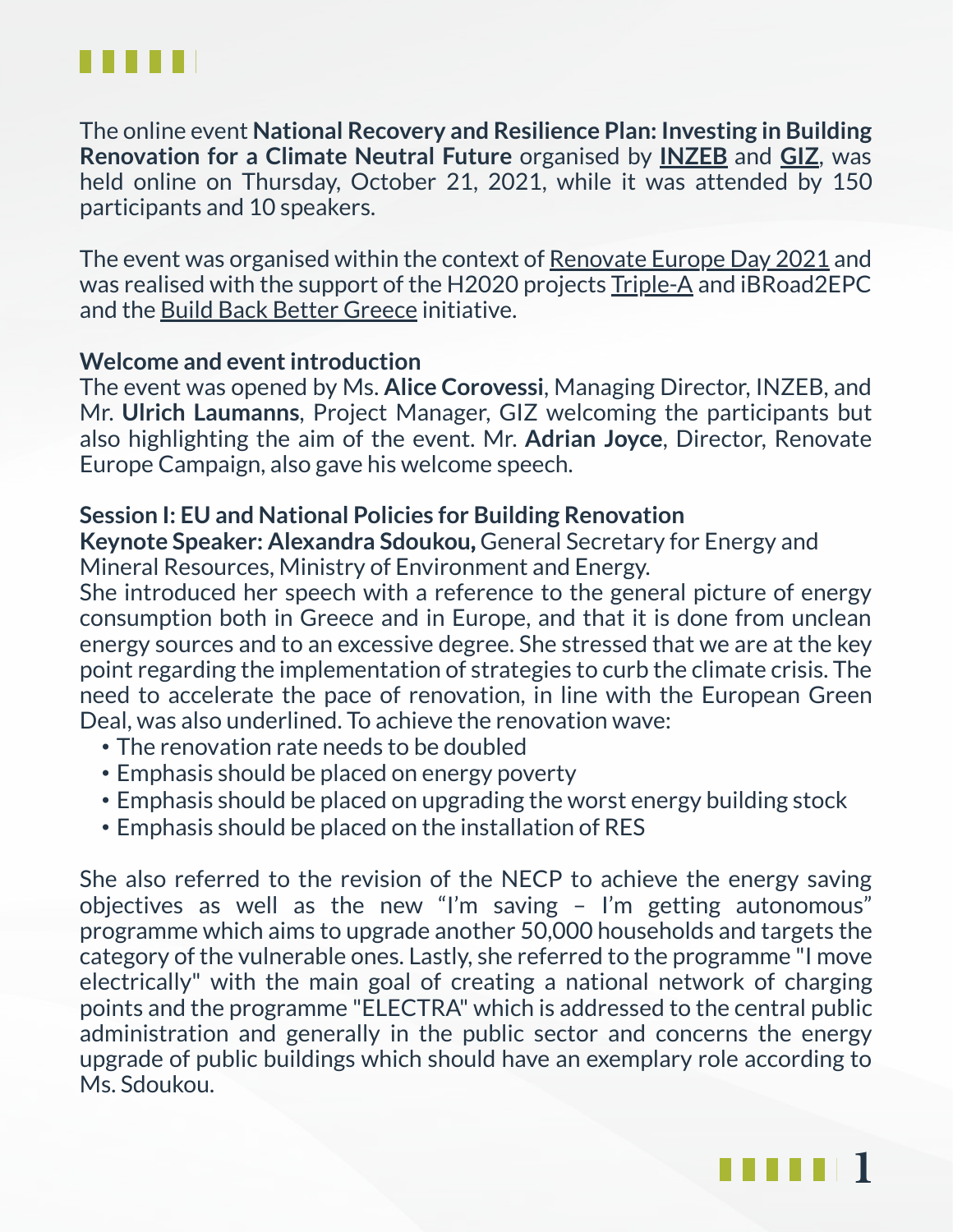The online event **National Recovery and Resilience Plan: Investing in Building Renovation for a Climate Neutral Future** organised by **INZEB** and **GIZ**, was held online on Thursday, October 21, 2021, while it was attended by 150 participants and 10 speakers.

The event was organised within the context of Renovate Europe Day 2021 and was realised with the support of the H2020 projects Triple-A and iBRoad2EPC and the Build Back Better Greece initiative.

**Welcome and event introduction**

The event was opened by Ms. **Alice Corovessi**, Managing Director, INZEB, and Mr. **Ulrich Laumanns**, Project Manager, GIZ welcoming the participants but also highlighting the aim of the event. Mr. **Adrian Joyce**, Director, Renovate Europe Campaign, also gave his welcome speech.

**Session I: EU and National Policies for Building Renovation**

**Keynote Speaker: Alexandra Sdoukou,** General Secretary for Energy and Mineral Resources, Ministry of Environment and Energy.

She introduced her speech with a reference to the general picture of energy consumption both in Greece and in Europe, and that it is done from unclean energy sources and to an excessive degree. She stressed that we are at the key point regarding the implementation of strategies to curb the climate crisis. The need to accelerate the pace of renovation, in line with the European Green Deal, was also underlined. To achieve the renovation wave:

- The renovation rate needs to be doubled
- Emphasis should be placed on energy poverty
- Emphasis should be placed on upgrading the worst energy building stock
- Emphasis should be placed on the installation of RES

She also referred to the revision of the NECP to achieve the energy saving objectives as well as the new "I'm saving – I'm getting autonomous" programme which aims to upgrade another 50,000 households and targets the category of the vulnerable ones. Lastly, she referred to the programme "I move electrically" with the main goal of creating a national network of charging points and the programme "ELECTRA" which is addressed to the central public administration and generally in the public sector and concerns the energy upgrade of public buildings which should have an exemplary role according to Ms. Sdoukou.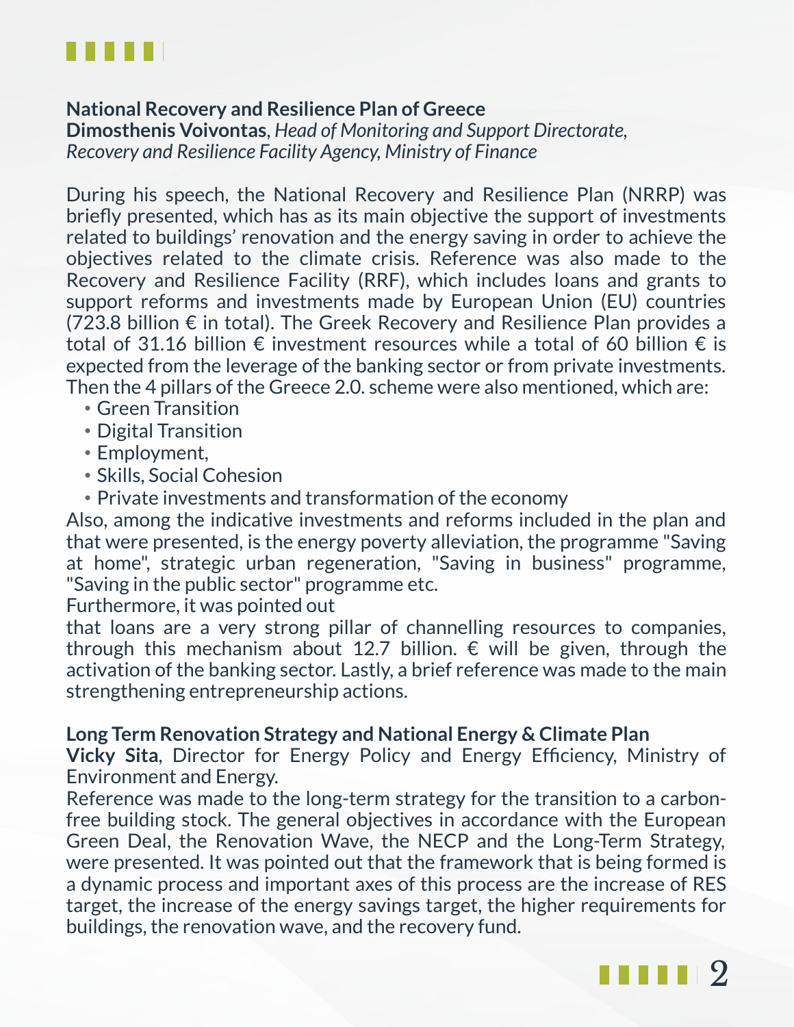**National Recovery and Resilience Plan of Greece**
**Dimosthenis Voivontas**, *Head of Monitoring and Support Directorate, Recovery and Resilience Facility Agency, Ministry of Finance*

During his speech, the National Recovery and Resilience Plan (NRRP) was briefly presented, which has as its main objective the support of investments related to buildings' renovation and the energy saving in order to achieve the objectives related to the climate crisis. Reference was also made to the Recovery and Resilience Facility (RRF), which includes loans and grants to support reforms and investments made by European Union (EU) countries (723.8 billion € in total). The Greek Recovery and Resilience Plan provides a total of 31.16 billion € investment resources while a total of 60 billion € is expected from the leverage of the banking sector or from private investments. Then the 4 pillars of the Greece 2.0. scheme were also mentioned, which are:

- Green Transition
- Digital Transition
- Employment,
- Skills, Social Cohesion
- Private investments and transformation of the economy

Also, among the indicative investments and reforms included in the plan and that were presented, is the energy poverty alleviation, the programme "Saving at home", strategic urban regeneration, "Saving in business" programme, "Saving in the public sector" programme etc.

Furthermore, it was pointed out that loans are a very strong pillar of channelling resources to companies, through this mechanism about 12.7 billion. € will be given, through the activation of the banking sector. Lastly, a brief reference was made to the main strengthening entrepreneurship actions.

**Long Term Renovation Strategy and National Energy & Climate Plan**
**Vicky Sita**, Director for Energy Policy and Energy Efficiency, Ministry of Environment and Energy.

Reference was made to the long-term strategy for the transition to a carbon-free building stock. The general objectives in accordance with the European Green Deal, the Renovation Wave, the NECP and the Long-Term Strategy, were presented. It was pointed out that the framework that is being formed is a dynamic process and important axes of this process are the increase of RES target, the increase of the energy savings target, the higher requirements for buildings, the renovation wave, and the recovery fund.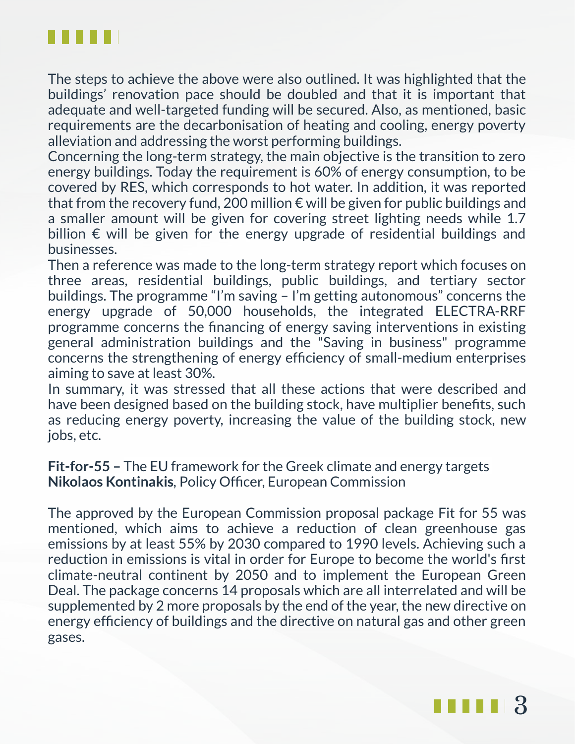The steps to achieve the above were also outlined. It was highlighted that the buildings' renovation pace should be doubled and that it is important that adequate and well-targeted funding will be secured. Also, as mentioned, basic requirements are the decarbonisation of heating and cooling, energy poverty alleviation and addressing the worst performing buildings.

Concerning the long-term strategy, the main objective is the transition to zero energy buildings. Today the requirement is 60% of energy consumption, to be covered by RES, which corresponds to hot water. In addition, it was reported that from the recovery fund, 200 million € will be given for public buildings and a smaller amount will be given for covering street lighting needs while 1.7 billion € will be given for the energy upgrade of residential buildings and businesses.

Then a reference was made to the long-term strategy report which focuses on three areas, residential buildings, public buildings, and tertiary sector buildings. The programme "I'm saving – I'm getting autonomous" concerns the energy upgrade of 50,000 households, the integrated ELECTRA-RRF programme concerns the financing of energy saving interventions in existing general administration buildings and the "Saving in business" programme concerns the strengthening of energy efficiency of small-medium enterprises aiming to save at least 30%.

In summary, it was stressed that all these actions that were described and have been designed based on the building stock, have multiplier benefits, such as reducing energy poverty, increasing the value of the building stock, new jobs, etc.

**Fit-for-55 –** The EU framework for the Greek climate and energy targets
**Nikolaos Kontinakis**, Policy Officer, European Commission

The approved by the European Commission proposal package Fit for 55 was mentioned, which aims to achieve a reduction of clean greenhouse gas emissions by at least 55% by 2030 compared to 1990 levels. Achieving such a reduction in emissions is vital in order for Europe to become the world's first climate-neutral continent by 2050 and to implement the European Green Deal. The package concerns 14 proposals which are all interrelated and will be supplemented by 2 more proposals by the end of the year, the new directive on energy efficiency of buildings and the directive on natural gas and other green gases.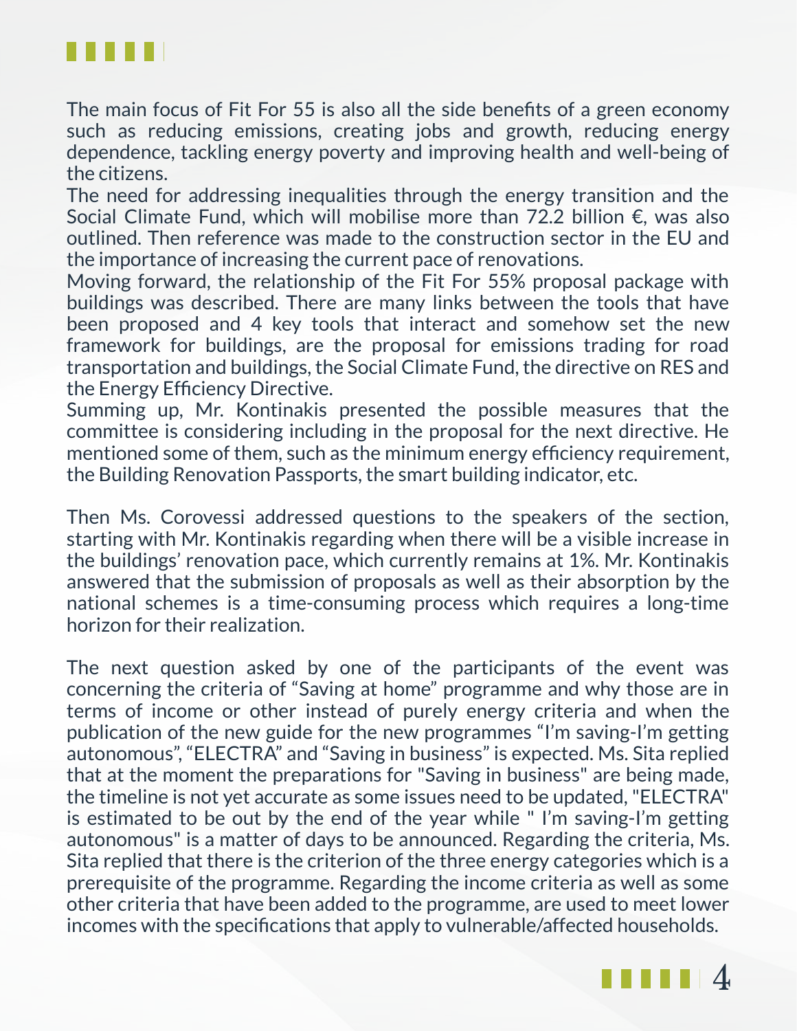The main focus of Fit For 55 is also all the side benefits of a green economy such as reducing emissions, creating jobs and growth, reducing energy dependence, tackling energy poverty and improving health and well-being of the citizens.
The need for addressing inequalities through the energy transition and the Social Climate Fund, which will mobilise more than 72.2 billion €, was also outlined. Then reference was made to the construction sector in the EU and the importance of increasing the current pace of renovations.
Moving forward, the relationship of the Fit For 55% proposal package with buildings was described. There are many links between the tools that have been proposed and 4 key tools that interact and somehow set the new framework for buildings, are the proposal for emissions trading for road transportation and buildings, the Social Climate Fund, the directive on RES and the Energy Efficiency Directive.
Summing up, Mr. Kontinakis presented the possible measures that the committee is considering including in the proposal for the next directive. He mentioned some of them, such as the minimum energy efficiency requirement, the Building Renovation Passports, the smart building indicator, etc.

Then Ms. Corovessi addressed questions to the speakers of the section, starting with Mr. Kontinakis regarding when there will be a visible increase in the buildings' renovation pace, which currently remains at 1%. Mr. Kontinakis answered that the submission of proposals as well as their absorption by the national schemes is a time-consuming process which requires a long-time horizon for their realization.

The next question asked by one of the participants of the event was concerning the criteria of "Saving at home" programme and why those are in terms of income or other instead of purely energy criteria and when the publication of the new guide for the new programmes "I'm saving-I'm getting autonomous", "ELECTRA" and "Saving in business" is expected. Ms. Sita replied that at the moment the preparations for "Saving in business" are being made, the timeline is not yet accurate as some issues need to be updated, "ELECTRA" is estimated to be out by the end of the year while " I'm saving-I'm getting autonomous" is a matter of days to be announced. Regarding the criteria, Ms. Sita replied that there is the criterion of the three energy categories which is a prerequisite of the programme. Regarding the income criteria as well as some other criteria that have been added to the programme, are used to meet lower incomes with the specifications that apply to vulnerable/affected households.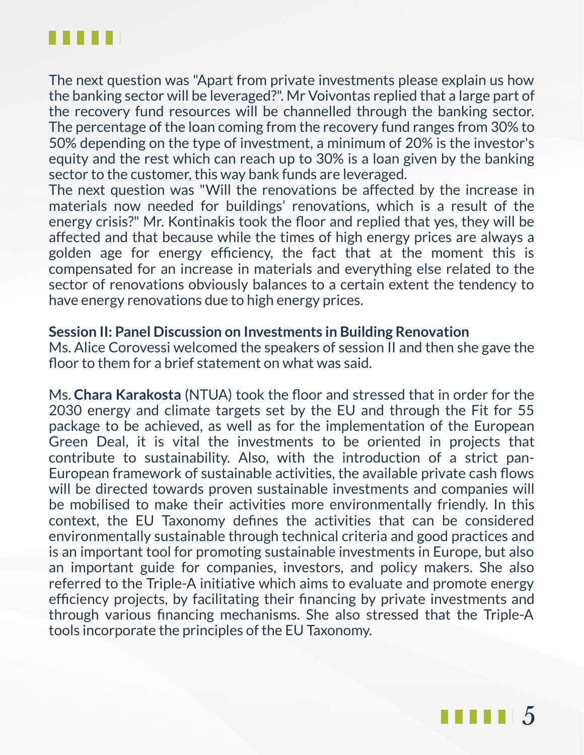The next question was "Apart from private investments please explain us how the banking sector will be leveraged?". Mr Voivontas replied that a large part of the recovery fund resources will be channelled through the banking sector. The percentage of the loan coming from the recovery fund ranges from 30% to 50% depending on the type of investment, a minimum of 20% is the investor's equity and the rest which can reach up to 30% is a loan given by the banking sector to the customer, this way bank funds are leveraged.
The next question was "Will the renovations be affected by the increase in materials now needed for buildings' renovations, which is a result of the energy crisis?" Mr. Kontinakis took the floor and replied that yes, they will be affected and that because while the times of high energy prices are always a golden age for energy efficiency, the fact that at the moment this is compensated for an increase in materials and everything else related to the sector of renovations obviously balances to a certain extent the tendency to have energy renovations due to high energy prices.

**Session II: Panel Discussion on Investments in Building Renovation**
Ms. Alice Corovessi welcomed the speakers of session II and then she gave the floor to them for a brief statement on what was said.

Ms. **Chara Karakosta** (NTUA) took the floor and stressed that in order for the 2030 energy and climate targets set by the EU and through the Fit for 55 package to be achieved, as well as for the implementation of the European Green Deal, it is vital the investments to be oriented in projects that contribute to sustainability. Also, with the introduction of a strict pan-European framework of sustainable activities, the available private cash flows will be directed towards proven sustainable investments and companies will be mobilised to make their activities more environmentally friendly. In this context, the EU Taxonomy defines the activities that can be considered environmentally sustainable through technical criteria and good practices and is an important tool for promoting sustainable investments in Europe, but also an important guide for companies, investors, and policy makers. She also referred to the Triple-A initiative which aims to evaluate and promote energy efficiency projects, by facilitating their financing by private investments and through various financing mechanisms. She also stressed that the Triple-A tools incorporate the principles of the EU Taxonomy.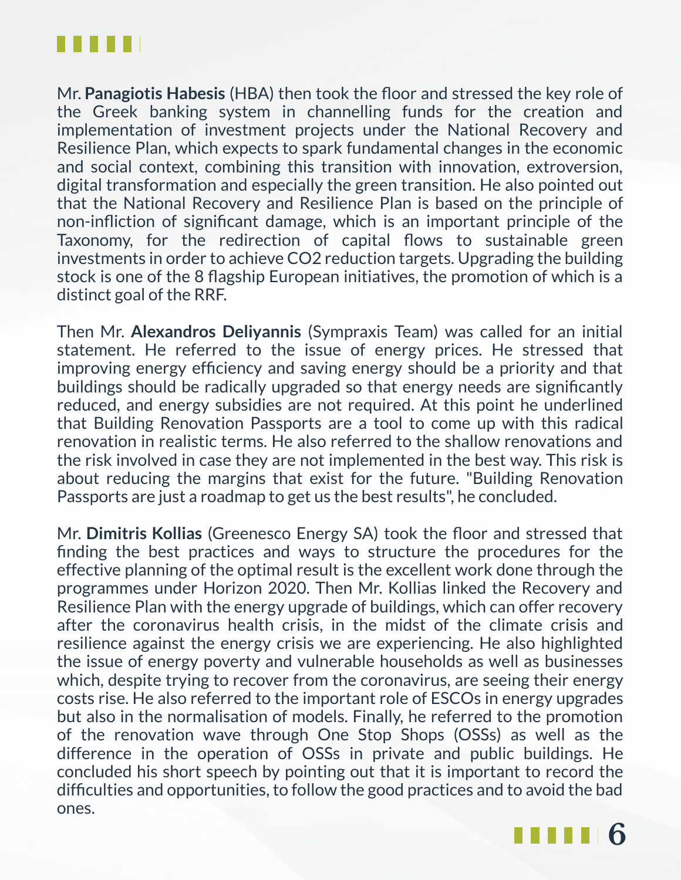Mr. **Panagiotis Habesis** (HBA) then took the floor and stressed the key role of the Greek banking system in channelling funds for the creation and implementation of investment projects under the National Recovery and Resilience Plan, which expects to spark fundamental changes in the economic and social context, combining this transition with innovation, extroversion, digital transformation and especially the green transition. He also pointed out that the National Recovery and Resilience Plan is based on the principle of non-infliction of significant damage, which is an important principle of the Taxonomy, for the redirection of capital flows to sustainable green investments in order to achieve $CO_2$ reduction targets. Upgrading the building stock is one of the 8 flagship European initiatives, the promotion of which is a distinct goal of the RRF.

Then Mr. **Alexandros Deliyannis** (Sympraxis Team) was called for an initial statement. He referred to the issue of energy prices. He stressed that improving energy efficiency and saving energy should be a priority and that buildings should be radically upgraded so that energy needs are significantly reduced, and energy subsidies are not required. At this point he underlined that Building Renovation Passports are a tool to come up with this radical renovation in realistic terms. He also referred to the shallow renovations and the risk involved in case they are not implemented in the best way. This risk is about reducing the margins that exist for the future. "Building Renovation Passports are just a roadmap to get us the best results", he concluded.

Mr. **Dimitris Kollias** (Greenesco Energy SA) took the floor and stressed that finding the best practices and ways to structure the procedures for the effective planning of the optimal result is the excellent work done through the programmes under Horizon 2020. Then Mr. Kollias linked the Recovery and Resilience Plan with the energy upgrade of buildings, which can offer recovery after the coronavirus health crisis, in the midst of the climate crisis and resilience against the energy crisis we are experiencing. He also highlighted the issue of energy poverty and vulnerable households as well as businesses which, despite trying to recover from the coronavirus, are seeing their energy costs rise. He also referred to the important role of ESCOs in energy upgrades but also in the normalisation of models. Finally, he referred to the promotion of the renovation wave through One Stop Shops (OSSs) as well as the difference in the operation of OSSs in private and public buildings. He concluded his short speech by pointing out that it is important to record the difficulties and opportunities, to follow the good practices and to avoid the bad ones.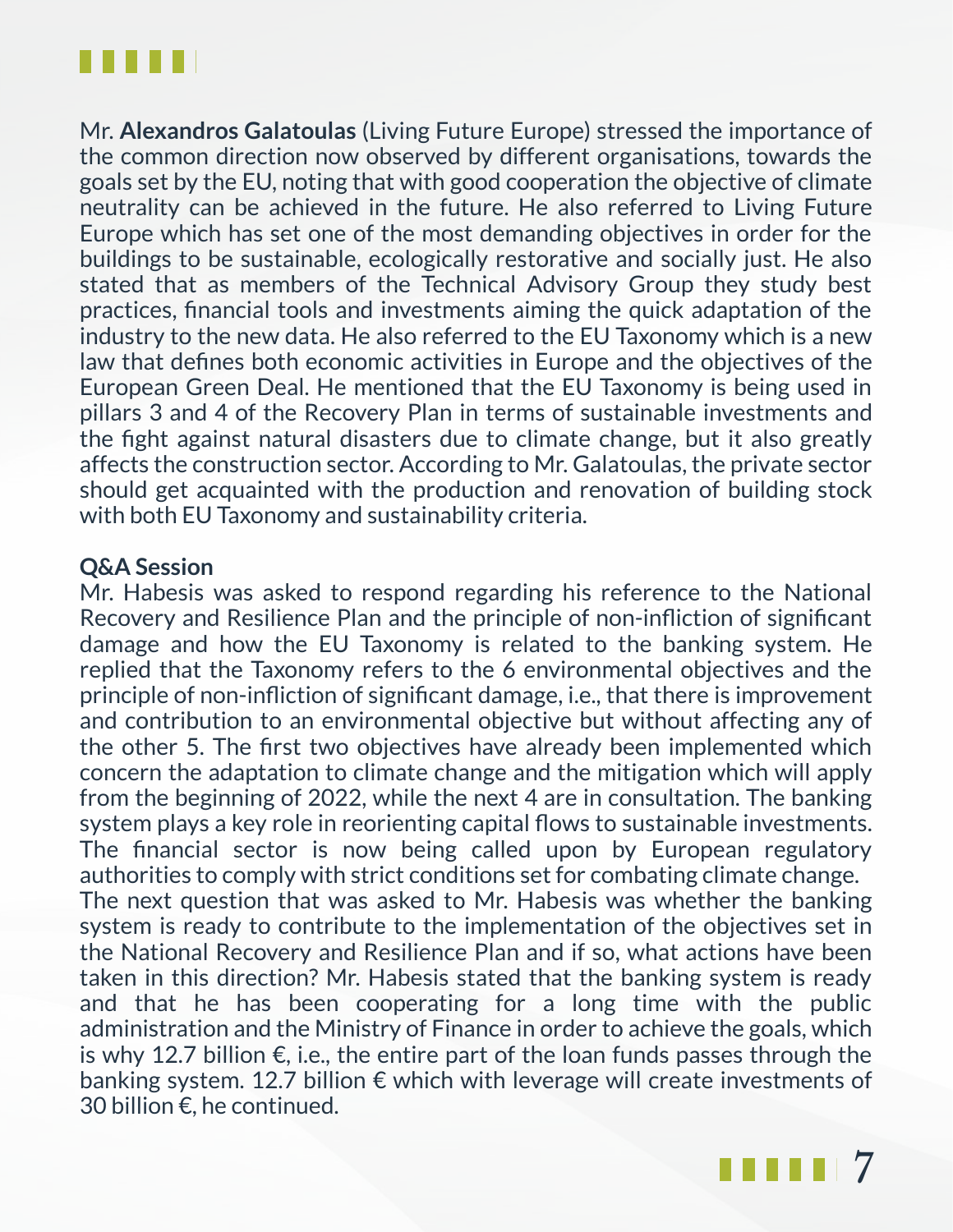Mr. **Alexandros Galatoulas** (Living Future Europe) stressed the importance of the common direction now observed by different organisations, towards the goals set by the EU, noting that with good cooperation the objective of climate neutrality can be achieved in the future. He also referred to Living Future Europe which has set one of the most demanding objectives in order for the buildings to be sustainable, ecologically restorative and socially just. He also stated that as members of the Technical Advisory Group they study best practices, financial tools and investments aiming the quick adaptation of the industry to the new data. He also referred to the EU Taxonomy which is a new law that defines both economic activities in Europe and the objectives of the European Green Deal. He mentioned that the EU Taxonomy is being used in pillars 3 and 4 of the Recovery Plan in terms of sustainable investments and the fight against natural disasters due to climate change, but it also greatly affects the construction sector. According to Mr. Galatoulas, the private sector should get acquainted with the production and renovation of building stock with both EU Taxonomy and sustainability criteria.

**Q&A Session**

Mr. Habesis was asked to respond regarding his reference to the National Recovery and Resilience Plan and the principle of non-infliction of significant damage and how the EU Taxonomy is related to the banking system. He replied that the Taxonomy refers to the 6 environmental objectives and the principle of non-infliction of significant damage, i.e., that there is improvement and contribution to an environmental objective but without affecting any of the other 5. The first two objectives have already been implemented which concern the adaptation to climate change and the mitigation which will apply from the beginning of 2022, while the next 4 are in consultation. The banking system plays a key role in reorienting capital flows to sustainable investments. The financial sector is now being called upon by European regulatory authorities to comply with strict conditions set for combating climate change.

The next question that was asked to Mr. Habesis was whether the banking system is ready to contribute to the implementation of the objectives set in the National Recovery and Resilience Plan and if so, what actions have been taken in this direction? Mr. Habesis stated that the banking system is ready and that he has been cooperating for a long time with the public administration and the Ministry of Finance in order to achieve the goals, which is why 12.7 billion €, i.e., the entire part of the loan funds passes through the banking system. 12.7 billion € which with leverage will create investments of 30 billion €, he continued.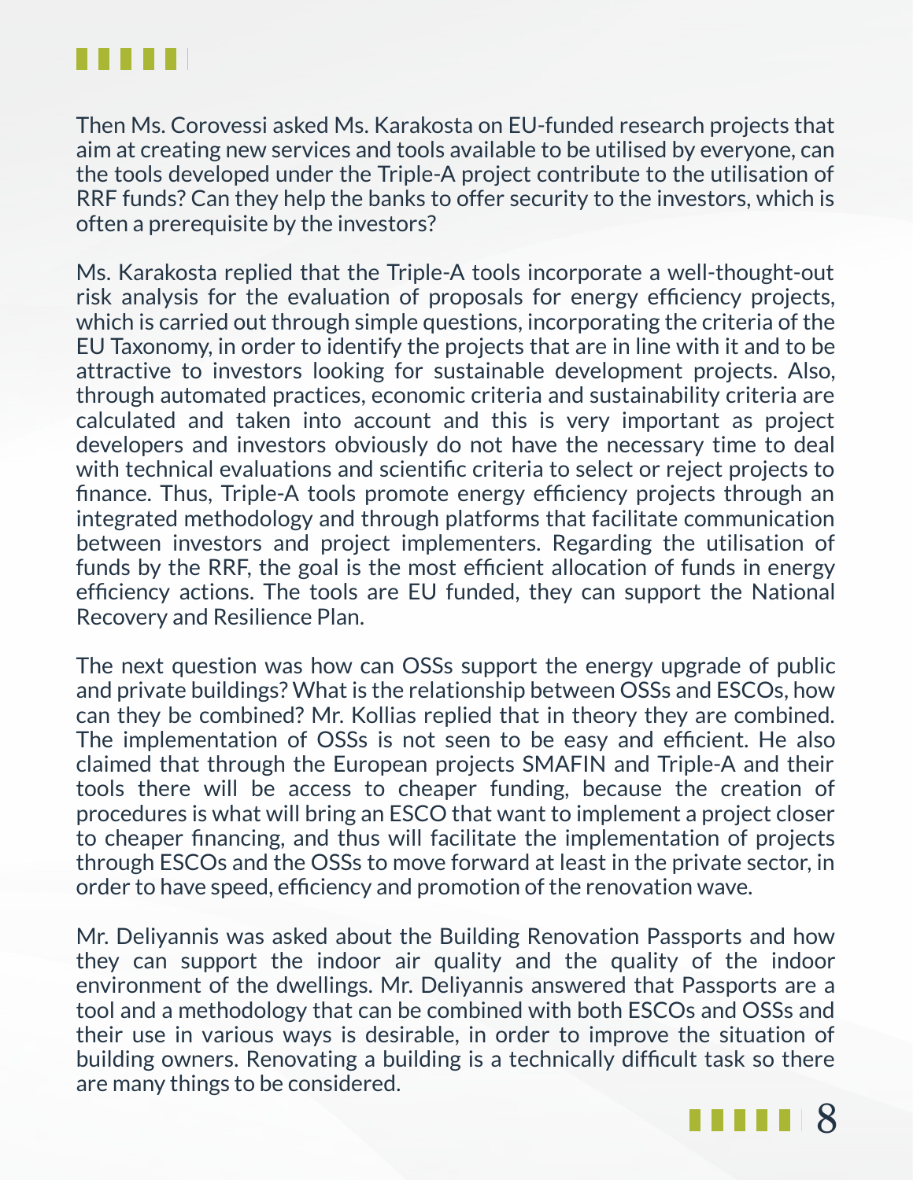Then Ms. Corovessi asked Ms. Karakosta on EU-funded research projects that aim at creating new services and tools available to be utilised by everyone, can the tools developed under the Triple-A project contribute to the utilisation of RRF funds? Can they help the banks to offer security to the investors, which is often a prerequisite by the investors?

Ms. Karakosta replied that the Triple-A tools incorporate a well-thought-out risk analysis for the evaluation of proposals for energy efficiency projects, which is carried out through simple questions, incorporating the criteria of the EU Taxonomy, in order to identify the projects that are in line with it and to be attractive to investors looking for sustainable development projects. Also, through automated practices, economic criteria and sustainability criteria are calculated and taken into account and this is very important as project developers and investors obviously do not have the necessary time to deal with technical evaluations and scientific criteria to select or reject projects to finance. Thus, Triple-A tools promote energy efficiency projects through an integrated methodology and through platforms that facilitate communication between investors and project implementers. Regarding the utilisation of funds by the RRF, the goal is the most efficient allocation of funds in energy efficiency actions. The tools are EU funded, they can support the National Recovery and Resilience Plan.

The next question was how can OSSs support the energy upgrade of public and private buildings? What is the relationship between OSSs and ESCOs, how can they be combined? Mr. Kollias replied that in theory they are combined. The implementation of OSSs is not seen to be easy and efficient. He also claimed that through the European projects SMAFIN and Triple-A and their tools there will be access to cheaper funding, because the creation of procedures is what will bring an ESCO that want to implement a project closer to cheaper financing, and thus will facilitate the implementation of projects through ESCOs and the OSSs to move forward at least in the private sector, in order to have speed, efficiency and promotion of the renovation wave.

Mr. Deliyannis was asked about the Building Renovation Passports and how they can support the indoor air quality and the quality of the indoor environment of the dwellings. Mr. Deliyannis answered that Passports are a tool and a methodology that can be combined with both ESCOs and OSSs and their use in various ways is desirable, in order to improve the situation of building owners. Renovating a building is a technically difficult task so there are many things to be considered.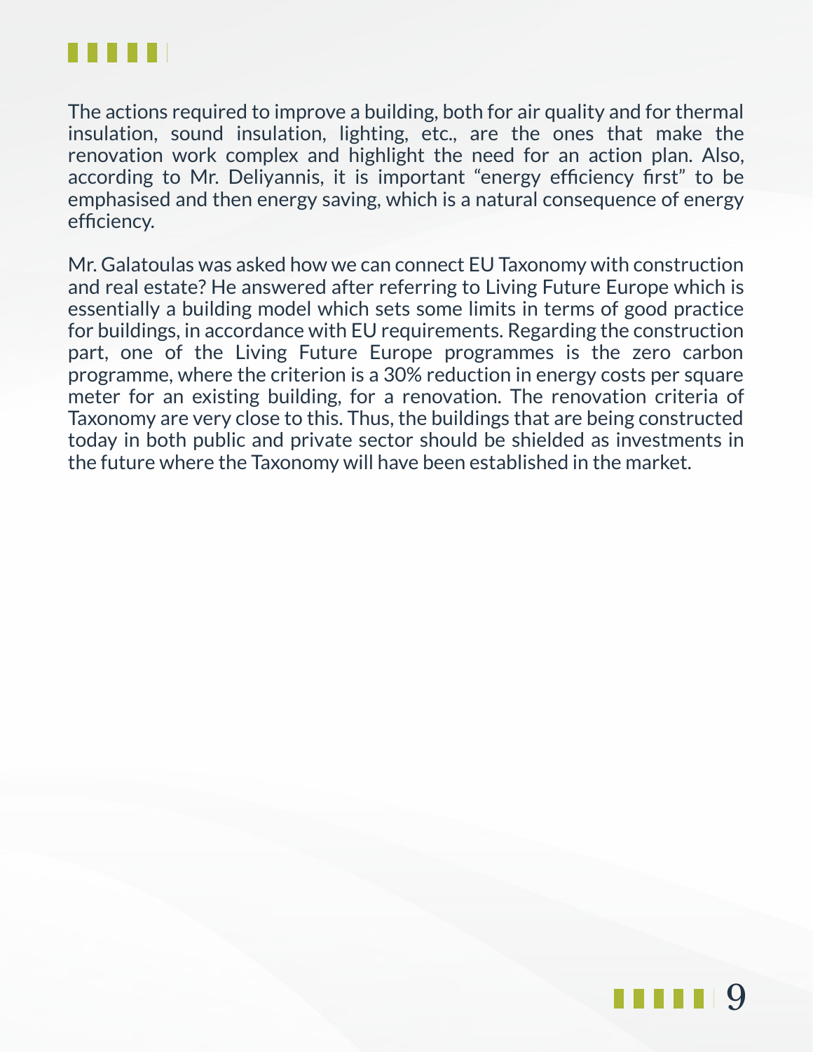The actions required to improve a building, both for air quality and for thermal insulation, sound insulation, lighting, etc., are the ones that make the renovation work complex and highlight the need for an action plan. Also, according to Mr. Deliyannis, it is important "energy efficiency first" to be emphasised and then energy saving, which is a natural consequence of energy efficiency.

Mr. Galatoulas was asked how we can connect EU Taxonomy with construction and real estate? He answered after referring to Living Future Europe which is essentially a building model which sets some limits in terms of good practice for buildings, in accordance with EU requirements. Regarding the construction part, one of the Living Future Europe programmes is the zero carbon programme, where the criterion is a 30% reduction in energy costs per square meter for an existing building, for a renovation. The renovation criteria of Taxonomy are very close to this. Thus, the buildings that are being constructed today in both public and private sector should be shielded as investments in the future where the Taxonomy will have been established in the market.